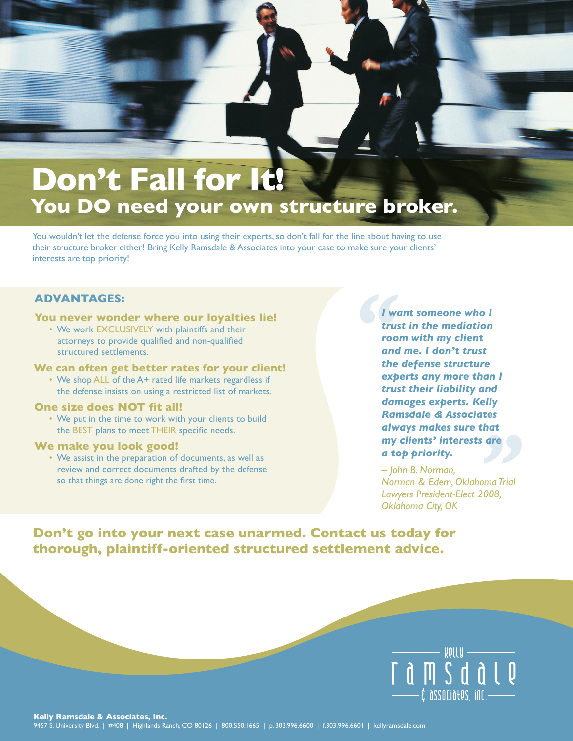# Don't Fall for It!

## You DO need your own structure broker.

You wouldn't let the defense force you into using their experts, so don't fall for the line about having to use their structure broker either! Bring Kelly Ramsdale & Associates into your case to make sure your clients' interests are top priority!

### ADVANTAGES:

**You never wonder where our loyalties lie!**

- We work EXCLUSIVELY with plaintiffs and their attorneys to provide qualified and non-qualified structured settlements.

**We can often get better rates for your client!**

- We shop ALL of the A+ rated life markets regardless if the defense insists on using a restricted list of markets.

**One size does NOT fit all!**

- We put in the time to work with your clients to build the BEST plans to meet THEIR specific needs.

**We make you look good!**

- We assist in the preparation of documents, as well as review and correct documents drafted by the defense so that things are done right the first time.

> ***"I want someone who I trust in the mediation room with my client and me. I don't trust the defense structure experts any more than I trust their liability and damages experts. Kelly Ramsdale & Associates always makes sure that my clients' interests are a top priority."***
>
> *– John B. Norman, Norman & Edem, Oklahoma Trial Lawyers President-Elect 2008, Oklahoma City, OK*

**Don't go into your next case unarmed. Contact us today for thorough, plaintiff-oriented structured settlement advice.**

Kelly Ramsdale & Associates, Inc.

**Kelly Ramsdale & Associates, Inc.**
9457 S. University Blvd. | #408 | Highlands Ranch, CO 80126 | 800.550.1665 | p. 303.996.6600 | f.303.996.6601 | kellyramsdale.com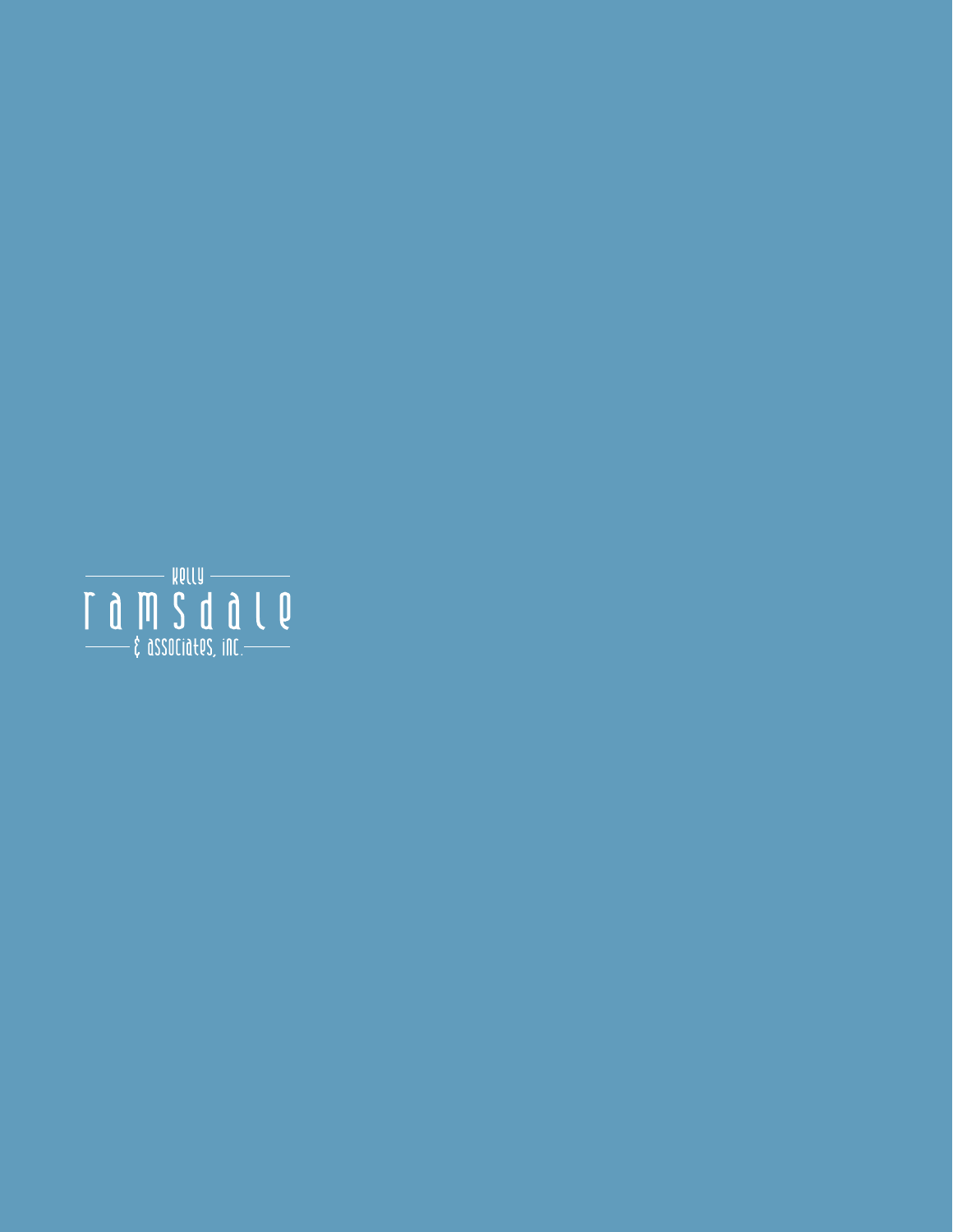Kelly
ramsdale
& associates, inc.